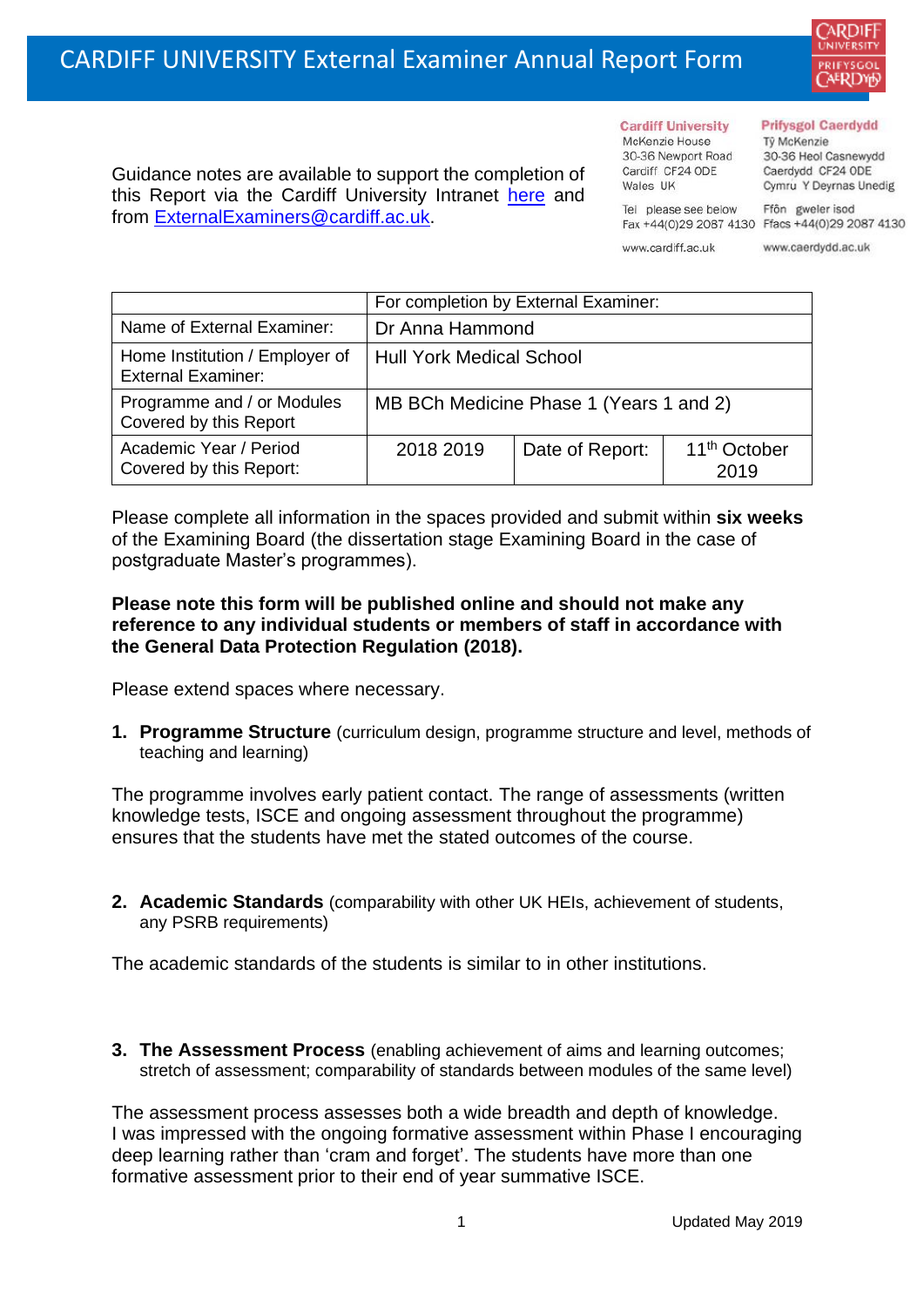# CARDIFF UNIVERSITY External Examiner Annual Report Form

Guidance notes are available to support the completion of this Report via the Cardiff University Intranet here and from ExternalExaminers@cardiff.ac.uk.

**Cardiff University**
McKenzie House
30-36 Newport Road
Cardiff CF24 0DE
Wales UK

Tel please see below
Fax +44(0)29 2087 4130

www.cardiff.ac.uk

**Prifysgol Caerdydd**
Tŷ McKenzie
30-36 Heol Casnewydd
Caerdydd CF24 0DE
Cymru Y Deyrnas Unedig

Ffôn gweler isod
Ffacs +44(0)29 2087 4130

www.caerdydd.ac.uk

| | For completion by External Examiner: | | |
|---|---|---|---|
| Name of External Examiner: | Dr Anna Hammond | | |
| Home Institution / Employer of External Examiner: | Hull York Medical School | | |
| Programme and / or Modules Covered by this Report | MB BCh Medicine Phase 1 (Years 1 and 2) | | |
| Academic Year / Period Covered by this Report: | 2018 2019 | Date of Report: | 11th October 2019 |

Please complete all information in the spaces provided and submit within **six weeks** of the Examining Board (the dissertation stage Examining Board in the case of postgraduate Master's programmes).

**Please note this form will be published online and should not make any reference to any individual students or members of staff in accordance with the General Data Protection Regulation (2018).**

Please extend spaces where necessary.

1. **Programme Structure** (curriculum design, programme structure and level, methods of teaching and learning)

The programme involves early patient contact. The range of assessments (written knowledge tests, ISCE and ongoing assessment throughout the programme) ensures that the students have met the stated outcomes of the course.

2. **Academic Standards** (comparability with other UK HEIs, achievement of students, any PSRB requirements)

The academic standards of the students is similar to in other institutions.

3. **The Assessment Process** (enabling achievement of aims and learning outcomes; stretch of assessment; comparability of standards between modules of the same level)

The assessment process assesses both a wide breadth and depth of knowledge. I was impressed with the ongoing formative assessment within Phase I encouraging deep learning rather than 'cram and forget'. The students have more than one formative assessment prior to their end of year summative ISCE.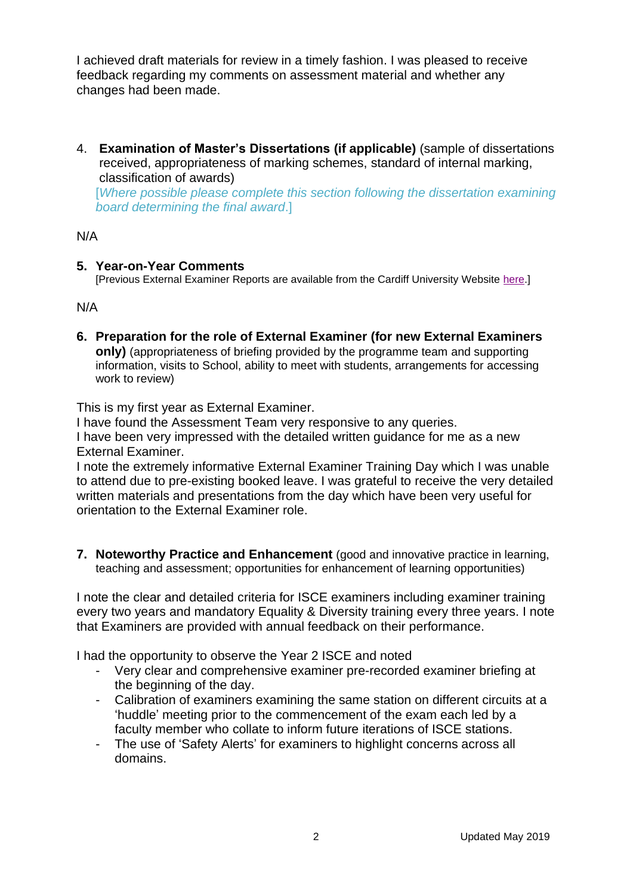I achieved draft materials for review in a timely fashion. I was pleased to receive feedback regarding my comments on assessment material and whether any changes had been made.

4. **Examination of Master's Dissertations (if applicable)** (sample of dissertations received, appropriateness of marking schemes, standard of internal marking, classification of awards)
   [*Where possible please complete this section following the dissertation examining board determining the final award*.]

N/A

5. **Year-on-Year Comments**
   [Previous External Examiner Reports are available from the Cardiff University Website here.]

N/A

6. **Preparation for the role of External Examiner (for new External Examiners only)** (appropriateness of briefing provided by the programme team and supporting information, visits to School, ability to meet with students, arrangements for accessing work to review)

This is my first year as External Examiner.
I have found the Assessment Team very responsive to any queries.
I have been very impressed with the detailed written guidance for me as a new External Examiner.
I note the extremely informative External Examiner Training Day which I was unable to attend due to pre-existing booked leave. I was grateful to receive the very detailed written materials and presentations from the day which have been very useful for orientation to the External Examiner role.

7. **Noteworthy Practice and Enhancement** (good and innovative practice in learning, teaching and assessment; opportunities for enhancement of learning opportunities)

I note the clear and detailed criteria for ISCE examiners including examiner training every two years and mandatory Equality & Diversity training every three years. I note that Examiners are provided with annual feedback on their performance.

I had the opportunity to observe the Year 2 ISCE and noted

- Very clear and comprehensive examiner pre-recorded examiner briefing at the beginning of the day.
- Calibration of examiners examining the same station on different circuits at a 'huddle' meeting prior to the commencement of the exam each led by a faculty member who collate to inform future iterations of ISCE stations.
- The use of 'Safety Alerts' for examiners to highlight concerns across all domains.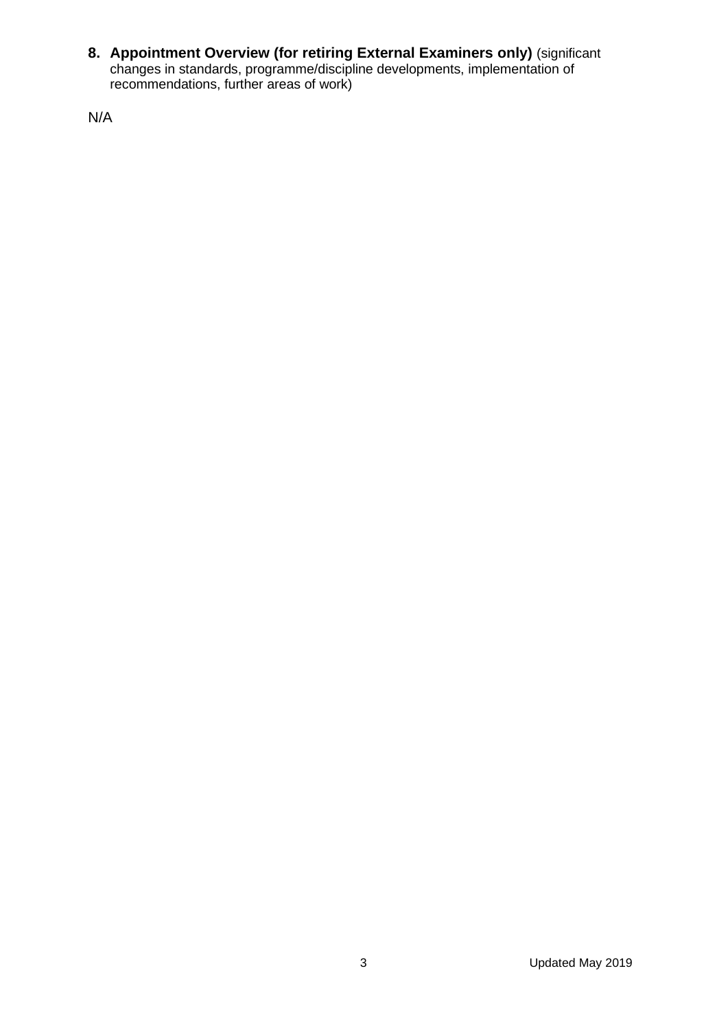**8. Appointment Overview (for retiring External Examiners only)** (significant changes in standards, programme/discipline developments, implementation of recommendations, further areas of work)

N/A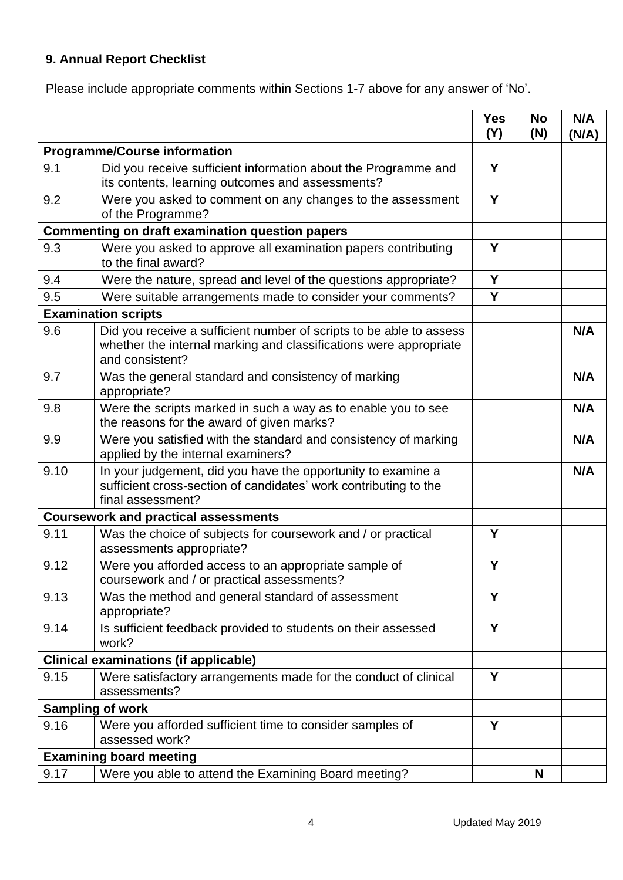## 9. Annual Report Checklist

Please include appropriate comments within Sections 1-7 above for any answer of 'No'.

| | | Yes (Y) | No (N) | N/A (N/A) |
|---|---|---|---|---|
| **Programme/Course information** | | | | |
| 9.1 | Did you receive sufficient information about the Programme and its contents, learning outcomes and assessments? | Y | | |
| 9.2 | Were you asked to comment on any changes to the assessment of the Programme? | Y | | |
| **Commenting on draft examination question papers** | | | | |
| 9.3 | Were you asked to approve all examination papers contributing to the final award? | Y | | |
| 9.4 | Were the nature, spread and level of the questions appropriate? | Y | | |
| 9.5 | Were suitable arrangements made to consider your comments? | Y | | |
| **Examination scripts** | | | | |
| 9.6 | Did you receive a sufficient number of scripts to be able to assess whether the internal marking and classifications were appropriate and consistent? | | | N/A |
| 9.7 | Was the general standard and consistency of marking appropriate? | | | N/A |
| 9.8 | Were the scripts marked in such a way as to enable you to see the reasons for the award of given marks? | | | N/A |
| 9.9 | Were you satisfied with the standard and consistency of marking applied by the internal examiners? | | | N/A |
| 9.10 | In your judgement, did you have the opportunity to examine a sufficient cross-section of candidates' work contributing to the final assessment? | | | N/A |
| **Coursework and practical assessments** | | | | |
| 9.11 | Was the choice of subjects for coursework and / or practical assessments appropriate? | Y | | |
| 9.12 | Were you afforded access to an appropriate sample of coursework and / or practical assessments? | Y | | |
| 9.13 | Was the method and general standard of assessment appropriate? | Y | | |
| 9.14 | Is sufficient feedback provided to students on their assessed work? | Y | | |
| **Clinical examinations (if applicable)** | | | | |
| 9.15 | Were satisfactory arrangements made for the conduct of clinical assessments? | Y | | |
| **Sampling of work** | | | | |
| 9.16 | Were you afforded sufficient time to consider samples of assessed work? | Y | | |
| **Examining board meeting** | | | | |
| 9.17 | Were you able to attend the Examining Board meeting? | | N | |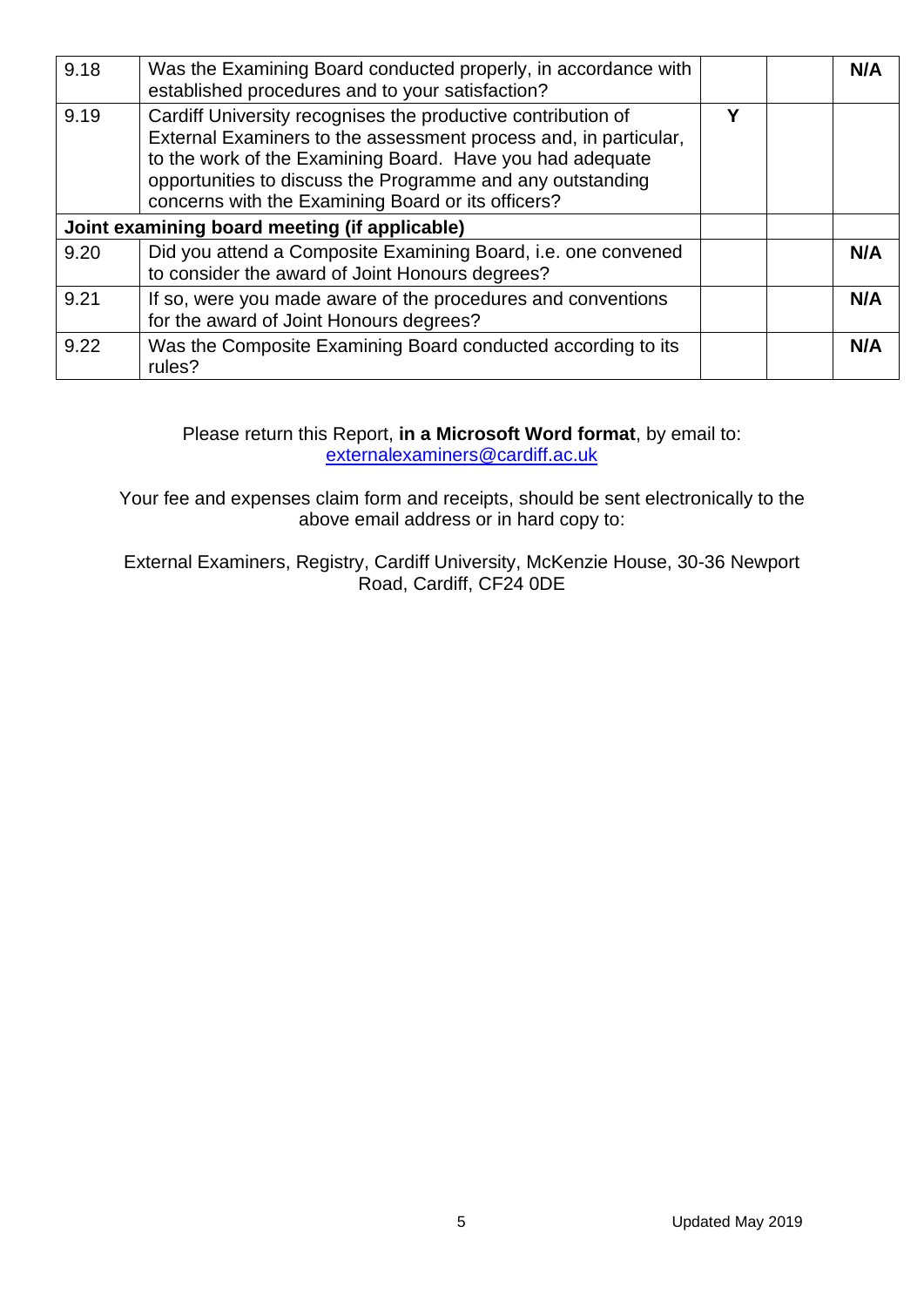| | | | | |
|---|---|---|---|---|
| 9.18 | Was the Examining Board conducted properly, in accordance with established procedures and to your satisfaction? | | | **N/A** |
| 9.19 | Cardiff University recognises the productive contribution of External Examiners to the assessment process and, in particular, to the work of the Examining Board. Have you had adequate opportunities to discuss the Programme and any outstanding concerns with the Examining Board or its officers? | **Y** | | |
| **Joint examining board meeting (if applicable)** | | | | |
| 9.20 | Did you attend a Composite Examining Board, i.e. one convened to consider the award of Joint Honours degrees? | | | **N/A** |
| 9.21 | If so, were you made aware of the procedures and conventions for the award of Joint Honours degrees? | | | **N/A** |
| 9.22 | Was the Composite Examining Board conducted according to its rules? | | | **N/A** |

Please return this Report, **in a Microsoft Word format**, by email to: externalexaminers@cardiff.ac.uk

Your fee and expenses claim form and receipts, should be sent electronically to the above email address or in hard copy to:

External Examiners, Registry, Cardiff University, McKenzie House, 30-36 Newport Road, Cardiff, CF24 0DE